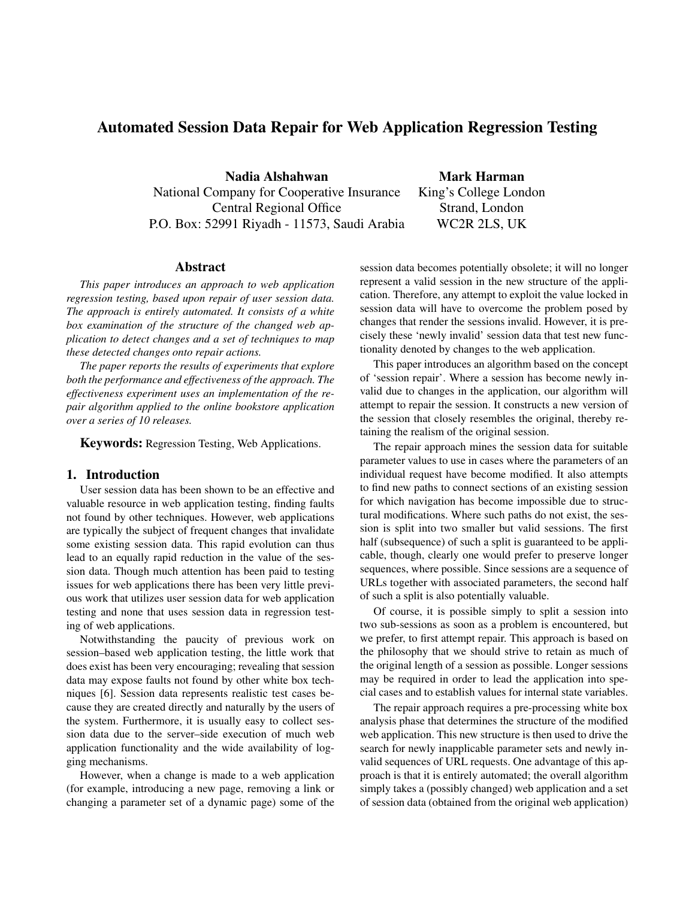# Automated Session Data Repair for Web Application Regression Testing

**Nadia Alshahwan**
National Company for Cooperative Insurance
Central Regional Office
P.O. Box: 52991 Riyadh - 11573, Saudi Arabia

**Mark Harman**
King's College London
Strand, London
WC2R 2LS, UK

## Abstract

*This paper introduces an approach to web application regression testing, based upon repair of user session data. The approach is entirely automated. It consists of a white box examination of the structure of the changed web application to detect changes and a set of techniques to map these detected changes onto repair actions.*

*The paper reports the results of experiments that explore both the performance and effectiveness of the approach. The effectiveness experiment uses an implementation of the repair algorithm applied to the online bookstore application over a series of 10 releases.*

**Keywords:** Regression Testing, Web Applications.

## 1. Introduction

User session data has been shown to be an effective and valuable resource in web application testing, finding faults not found by other techniques. However, web applications are typically the subject of frequent changes that invalidate some existing session data. This rapid evolution can thus lead to an equally rapid reduction in the value of the session data. Though much attention has been paid to testing issues for web applications there has been very little previous work that utilizes user session data for web application testing and none that uses session data in regression testing of web applications.

Notwithstanding the paucity of previous work on session–based web application testing, the little work that does exist has been very encouraging; revealing that session data may expose faults not found by other white box techniques [6]. Session data represents realistic test cases because they are created directly and naturally by the users of the system. Furthermore, it is usually easy to collect session data due to the server–side execution of much web application functionality and the wide availability of logging mechanisms.

However, when a change is made to a web application (for example, introducing a new page, removing a link or changing a parameter set of a dynamic page) some of the session data becomes potentially obsolete; it will no longer represent a valid session in the new structure of the application. Therefore, any attempt to exploit the value locked in session data will have to overcome the problem posed by changes that render the sessions invalid. However, it is precisely these 'newly invalid' session data that test new functionality denoted by changes to the web application.

This paper introduces an algorithm based on the concept of 'session repair'. Where a session has become newly invalid due to changes in the application, our algorithm will attempt to repair the session. It constructs a new version of the session that closely resembles the original, thereby retaining the realism of the original session.

The repair approach mines the session data for suitable parameter values to use in cases where the parameters of an individual request have become modified. It also attempts to find new paths to connect sections of an existing session for which navigation has become impossible due to structural modifications. Where such paths do not exist, the session is split into two smaller but valid sessions. The first half (subsequence) of such a split is guaranteed to be applicable, though, clearly one would prefer to preserve longer sequences, where possible. Since sessions are a sequence of URLs together with associated parameters, the second half of such a split is also potentially valuable.

Of course, it is possible simply to split a session into two sub-sessions as soon as a problem is encountered, but we prefer, to first attempt repair. This approach is based on the philosophy that we should strive to retain as much of the original length of a session as possible. Longer sessions may be required in order to lead the application into special cases and to establish values for internal state variables.

The repair approach requires a pre-processing white box analysis phase that determines the structure of the modified web application. This new structure is then used to drive the search for newly inapplicable parameter sets and newly invalid sequences of URL requests. One advantage of this approach is that it is entirely automated; the overall algorithm simply takes a (possibly changed) web application and a set of session data (obtained from the original web application)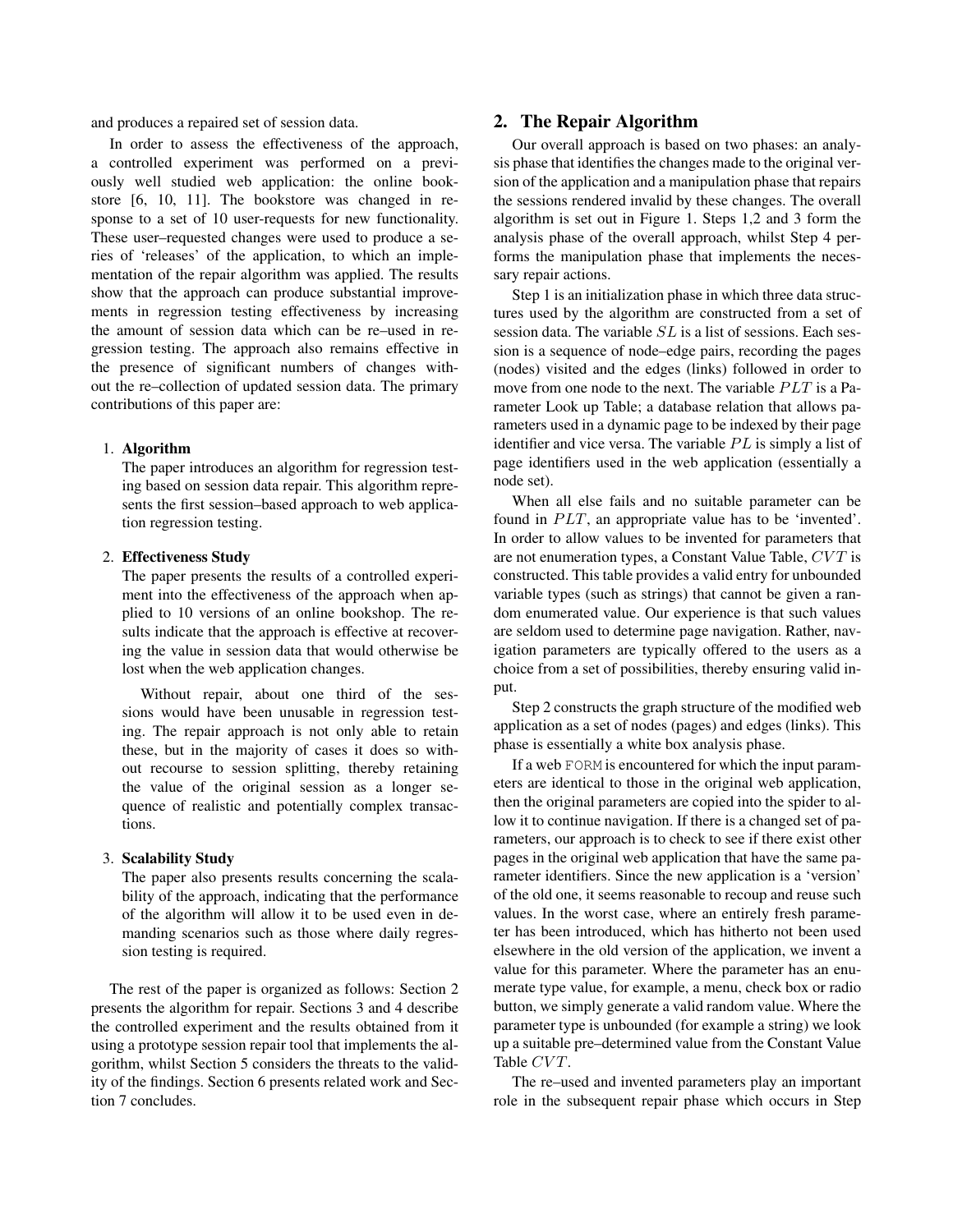and produces a repaired set of session data.

In order to assess the effectiveness of the approach, a controlled experiment was performed on a previously well studied web application: the online bookstore [6, 10, 11]. The bookstore was changed in response to a set of 10 user-requests for new functionality. These user–requested changes were used to produce a series of 'releases' of the application, to which an implementation of the repair algorithm was applied. The results show that the approach can produce substantial improvements in regression testing effectiveness by increasing the amount of session data which can be re–used in regression testing. The approach also remains effective in the presence of significant numbers of changes without the re–collection of updated session data. The primary contributions of this paper are:

1. **Algorithm**
   The paper introduces an algorithm for regression testing based on session data repair. This algorithm represents the first session–based approach to web application regression testing.

2. **Effectiveness Study**
   The paper presents the results of a controlled experiment into the effectiveness of the approach when applied to 10 versions of an online bookshop. The results indicate that the approach is effective at recovering the value in session data that would otherwise be lost when the web application changes.

   Without repair, about one third of the sessions would have been unusable in regression testing. The repair approach is not only able to retain these, but in the majority of cases it does so without recourse to session splitting, thereby retaining the value of the original session as a longer sequence of realistic and potentially complex transactions.

3. **Scalability Study**
   The paper also presents results concerning the scalability of the approach, indicating that the performance of the algorithm will allow it to be used even in demanding scenarios such as those where daily regression testing is required.

The rest of the paper is organized as follows: Section 2 presents the algorithm for repair. Sections 3 and 4 describe the controlled experiment and the results obtained from it using a prototype session repair tool that implements the algorithm, whilst Section 5 considers the threats to the validity of the findings. Section 6 presents related work and Section 7 concludes.

## 2. The Repair Algorithm

Our overall approach is based on two phases: an analysis phase that identifies the changes made to the original version of the application and a manipulation phase that repairs the sessions rendered invalid by these changes. The overall algorithm is set out in Figure 1. Steps 1,2 and 3 form the analysis phase of the overall approach, whilst Step 4 performs the manipulation phase that implements the necessary repair actions.

Step 1 is an initialization phase in which three data structures used by the algorithm are constructed from a set of session data. The variable $SL$ is a list of sessions. Each session is a sequence of node–edge pairs, recording the pages (nodes) visited and the edges (links) followed in order to move from one node to the next. The variable $PLT$ is a Parameter Look up Table; a database relation that allows parameters used in a dynamic page to be indexed by their page identifier and vice versa. The variable $PL$ is simply a list of page identifiers used in the web application (essentially a node set).

When all else fails and no suitable parameter can be found in $PLT$, an appropriate value has to be 'invented'. In order to allow values to be invented for parameters that are not enumeration types, a Constant Value Table, $CVT$ is constructed. This table provides a valid entry for unbounded variable types (such as strings) that cannot be given a random enumerated value. Our experience is that such values are seldom used to determine page navigation. Rather, navigation parameters are typically offered to the users as a choice from a set of possibilities, thereby ensuring valid input.

Step 2 constructs the graph structure of the modified web application as a set of nodes (pages) and edges (links). This phase is essentially a white box analysis phase.

If a web `FORM` is encountered for which the input parameters are identical to those in the original web application, then the original parameters are copied into the spider to allow it to continue navigation. If there is a changed set of parameters, our approach is to check to see if there exist other pages in the original web application that have the same parameter identifiers. Since the new application is a 'version' of the old one, it seems reasonable to recoup and reuse such values. In the worst case, where an entirely fresh parameter has been introduced, which has hitherto not been used elsewhere in the old version of the application, we invent a value for this parameter. Where the parameter has an enumerate type value, for example, a menu, check box or radio button, we simply generate a valid random value. Where the parameter type is unbounded (for example a string) we look up a suitable pre–determined value from the Constant Value Table $CVT$.

The re–used and invented parameters play an important role in the subsequent repair phase which occurs in Step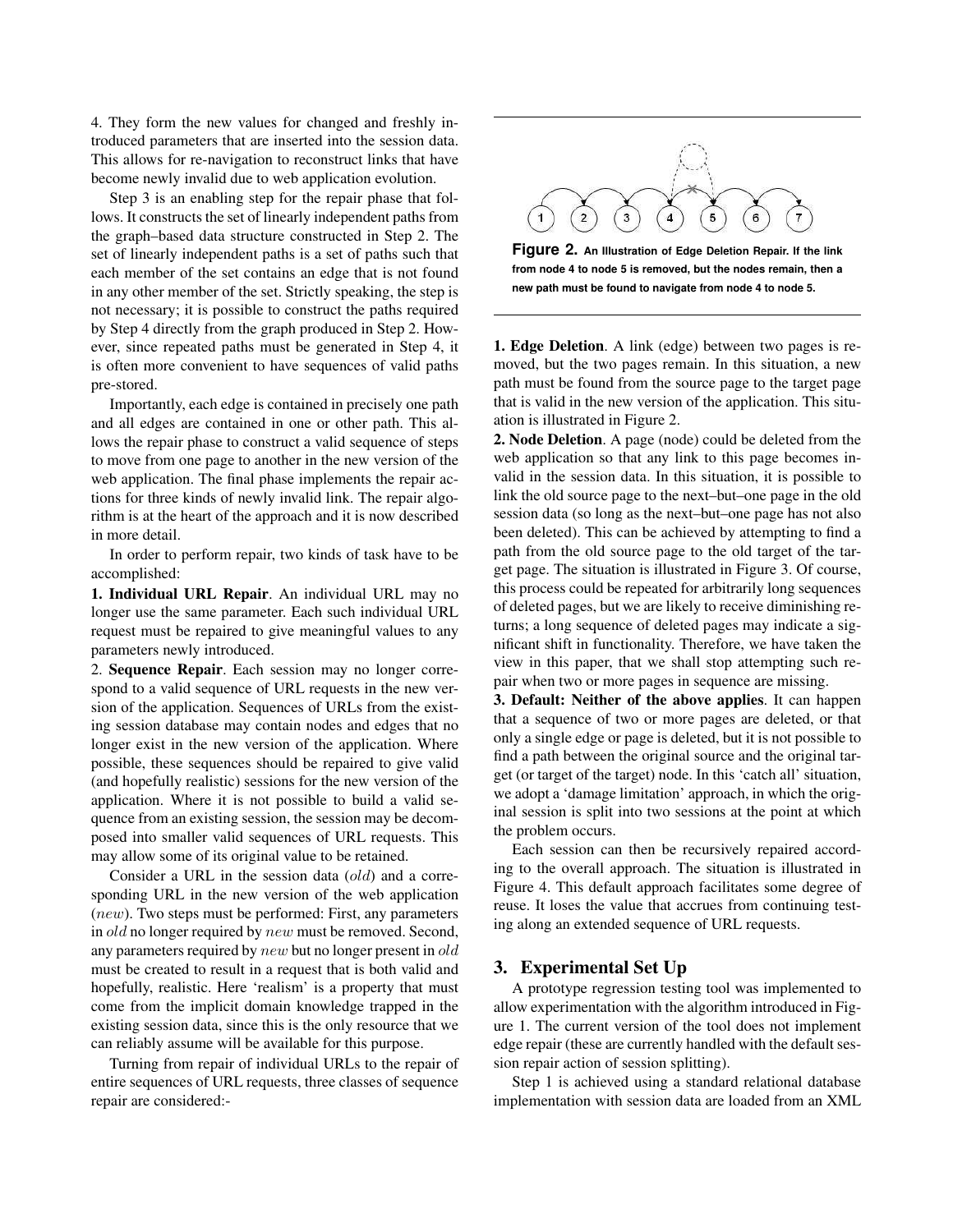4. They form the new values for changed and freshly introduced parameters that are inserted into the session data. This allows for re-navigation to reconstruct links that have become newly invalid due to web application evolution.

Step 3 is an enabling step for the repair phase that follows. It constructs the set of linearly independent paths from the graph–based data structure constructed in Step 2. The set of linearly independent paths is a set of paths such that each member of the set contains an edge that is not found in any other member of the set. Strictly speaking, the step is not necessary; it is possible to construct the paths required by Step 4 directly from the graph produced in Step 2. However, since repeated paths must be generated in Step 4, it is often more convenient to have sequences of valid paths pre-stored.

Importantly, each edge is contained in precisely one path and all edges are contained in one or other path. This allows the repair phase to construct a valid sequence of steps to move from one page to another in the new version of the web application. The final phase implements the repair actions for three kinds of newly invalid link. The repair algorithm is at the heart of the approach and it is now described in more detail.

In order to perform repair, two kinds of task have to be accomplished:

**1. Individual URL Repair**. An individual URL may no longer use the same parameter. Each such individual URL request must be repaired to give meaningful values to any parameters newly introduced.

2. **Sequence Repair**. Each session may no longer correspond to a valid sequence of URL requests in the new version of the application. Sequences of URLs from the existing session database may contain nodes and edges that no longer exist in the new version of the application. Where possible, these sequences should be repaired to give valid (and hopefully realistic) sessions for the new version of the application. Where it is not possible to build a valid sequence from an existing session, the session may be decomposed into smaller valid sequences of URL requests. This may allow some of its original value to be retained.

Consider a URL in the session data ($old$) and a corresponding URL in the new version of the web application ($new$). Two steps must be performed: First, any parameters in $old$ no longer required by $new$ must be removed. Second, any parameters required by $new$ but no longer present in $old$ must be created to result in a request that is both valid and hopefully, realistic. Here 'realism' is a property that must come from the implicit domain knowledge trapped in the existing session data, since this is the only resource that we can reliably assume will be available for this purpose.

Turning from repair of individual URLs to the repair of entire sequences of URL requests, three classes of sequence repair are considered:-

1 2 3 4 5 6 7

**Figure 2.** **An Illustration of Edge Deletion Repair. If the link from node 4 to node 5 is removed, but the nodes remain, then a new path must be found to navigate from node 4 to node 5.**

**1. Edge Deletion**. A link (edge) between two pages is removed, but the two pages remain. In this situation, a new path must be found from the source page to the target page that is valid in the new version of the application. This situation is illustrated in Figure 2.

**2. Node Deletion**. A page (node) could be deleted from the web application so that any link to this page becomes invalid in the session data. In this situation, it is possible to link the old source page to the next–but–one page in the old session data (so long as the next–but–one page has not also been deleted). This can be achieved by attempting to find a path from the old source page to the old target of the target page. The situation is illustrated in Figure 3. Of course, this process could be repeated for arbitrarily long sequences of deleted pages, but we are likely to receive diminishing returns; a long sequence of deleted pages may indicate a significant shift in functionality. Therefore, we have taken the view in this paper, that we shall stop attempting such repair when two or more pages in sequence are missing.

**3. Default: Neither of the above applies**. It can happen that a sequence of two or more pages are deleted, or that only a single edge or page is deleted, but it is not possible to find a path between the original source and the original target (or target of the target) node. In this 'catch all' situation, we adopt a 'damage limitation' approach, in which the original session is split into two sessions at the point at which the problem occurs.

Each session can then be recursively repaired according to the overall approach. The situation is illustrated in Figure 4. This default approach facilitates some degree of reuse. It loses the value that accrues from continuing testing along an extended sequence of URL requests.

## 3. Experimental Set Up

A prototype regression testing tool was implemented to allow experimentation with the algorithm introduced in Figure 1. The current version of the tool does not implement edge repair (these are currently handled with the default session repair action of session splitting).

Step 1 is achieved using a standard relational database implementation with session data are loaded from an XML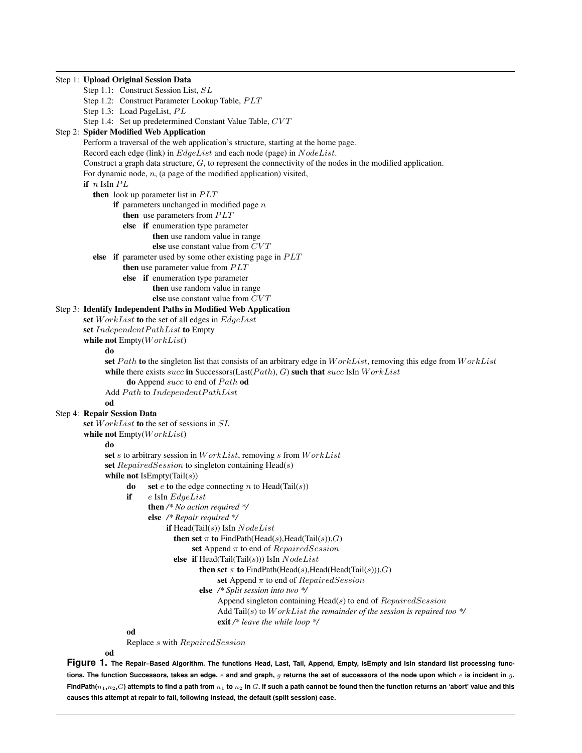```
Step 1: Upload Original Session Data
        Step 1.1: Construct Session List, SL
        Step 1.2: Construct Parameter Lookup Table, PLT
        Step 1.3: Load PageList, PL
        Step 1.4: Set up predetermined Constant Value Table, CVT
Step 2: Spider Modified Web Application
        Perform a traversal of the web application's structure, starting at the home page.
        Record each edge (link) in EdgeList and each node (page) in NodeList.
        Construct a graph data structure, G, to represent the connectivity of the nodes in the modified application.
        For dynamic node, n, (a page of the modified application) visited,
        if n IsIn PL
           then look up parameter list in PLT
                if parameters unchanged in modified page n
                   then use parameters from PLT
                   else if enumeration type parameter
                           then use random value in range
                           else use constant value from CVT
           else if parameter used by some other existing page in PLT
                   then use parameter value from PLT
                   else if enumeration type parameter
                           then use random value in range
                           else use constant value from CVT
Step 3: Identify Independent Paths in Modified Web Application
        set WorkList to the set of all edges in EdgeList
        set IndependentPathList to Empty
        while not Empty(WorkList)
              do
              set Path to the singleton list that consists of an arbitrary edge in WorkList, removing this edge from WorkList
              while there exists succ in Successors(Last(Path), G) such that succ IsIn WorkList
                    do Append succ to end of Path od
              Add Path to IndependentPathList
              od
Step 4: Repair Session Data
        set WorkList to the set of sessions in SL
        while not Empty(WorkList)
              do
              set s to arbitrary session in WorkList, removing s from WorkList
              set RepairedSession to singleton containing Head(s)
              while not IsEmpty(Tail(s))
                    do    set e to the edge connecting n to Head(Tail(s))
                    if    e IsIn EdgeList
                          then /* No action required */
                          else /* Repair required */
                               if Head(Tail(s)) IsIn NodeList
                                  then set π to FindPath(Head(s),Head(Tail(s)),G)
                                       set Append π to end of RepairedSession
                                  else if Head(Tail(Tail(s))) IsIn NodeList
                                          then set π to FindPath(Head(s),Head(Head(Tail(s))),G)
                                               set Append π to end of RepairedSession
                                          else /* Split session into two */
                                               Append singleton containing Head(s) to end of RepairedSession
                                               Add Tail(s) to WorkList the remainder of the session is repaired too */
                                               exit /* leave the while loop */
                    od
                    Replace s with RepairedSession
              od
```

**Figure 1.** **The Repair–Based Algorithm. The functions Head, Last, Tail, Append, Empty, IsEmpty and IsIn standard list processing functions. The function Successors, takes an edge, $e$ and and graph, $g$ returns the set of successors of the node upon which $e$ is incident in $g$. FindPath($n_1$,$n_2$,$G$) attempts to find a path from $n_1$ to $n_2$ in $G$. If such a path cannot be found then the function returns an 'abort' value and this causes this attempt at repair to fail, following instead, the default (split session) case.**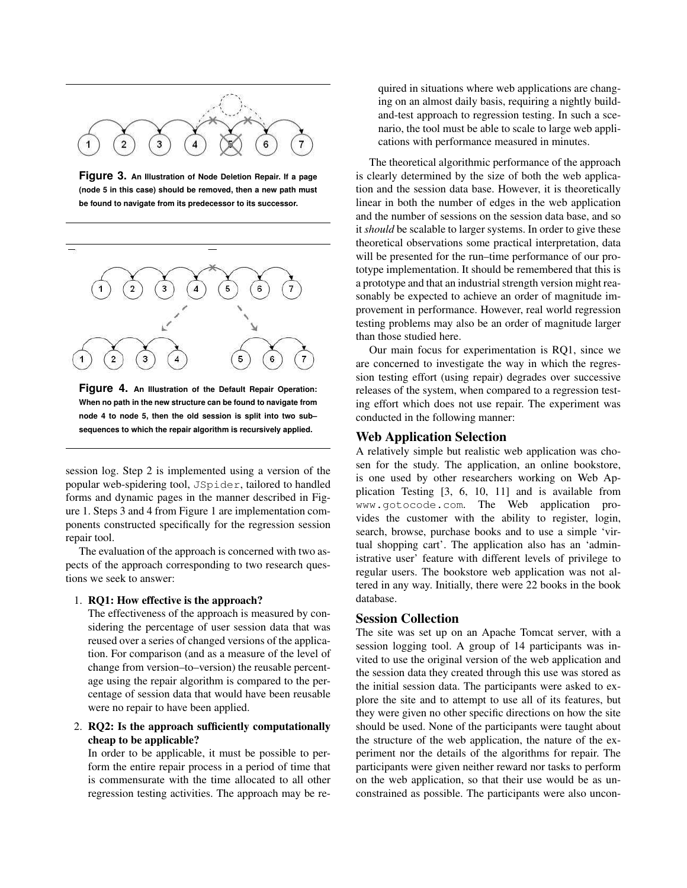**Figure 3.** An Illustration of Node Deletion Repair. If a page (node 5 in this case) should be removed, then a new path must be found to navigate from its predecessor to its successor.

**Figure 4.** An Illustration of the Default Repair Operation: When no path in the new structure can be found to navigate from node 4 to node 5, then the old session is split into two sub–sequences to which the repair algorithm is recursively applied.

session log. Step 2 is implemented using a version of the popular web-spidering tool, `JSpider`, tailored to handled forms and dynamic pages in the manner described in Figure 1. Steps 3 and 4 from Figure 1 are implementation components constructed specifically for the regression session repair tool.

The evaluation of the approach is concerned with two aspects of the approach corresponding to two research questions we seek to answer:

1. **RQ1: How effective is the approach?**
   The effectiveness of the approach is measured by considering the percentage of user session data that was reused over a series of changed versions of the application. For comparison (and as a measure of the level of change from version–to–version) the reusable percentage using the repair algorithm is compared to the percentage of session data that would have been reusable were no repair to have been applied.

2. **RQ2: Is the approach sufficiently computationally cheap to be applicable?**
   In order to be applicable, it must be possible to perform the entire repair process in a period of time that is commensurate with the time allocated to all other regression testing activities. The approach may be required in situations where web applications are changing on an almost daily basis, requiring a nightly build-and-test approach to regression testing. In such a scenario, the tool must be able to scale to large web applications with performance measured in minutes.

The theoretical algorithmic performance of the approach is clearly determined by the size of both the web application and the session data base. However, it is theoretically linear in both the number of edges in the web application and the number of sessions on the session data base, and so it *should* be scalable to larger systems. In order to give these theoretical observations some practical interpretation, data will be presented for the run–time performance of our prototype implementation. It should be remembered that this is a prototype and that an industrial strength version might reasonably be expected to achieve an order of magnitude improvement in performance. However, real world regression testing problems may also be an order of magnitude larger than those studied here.

Our main focus for experimentation is RQ1, since we are concerned to investigate the way in which the regression testing effort (using repair) degrades over successive releases of the system, when compared to a regression testing effort which does not use repair. The experiment was conducted in the following manner:

## Web Application Selection

A relatively simple but realistic web application was chosen for the study. The application, an online bookstore, is one used by other researchers working on Web Application Testing [3, 6, 10, 11] and is available from `www.gotocode.com`. The Web application provides the customer with the ability to register, login, search, browse, purchase books and to use a simple 'virtual shopping cart'. The application also has an 'administrative user' feature with different levels of privilege to regular users. The bookstore web application was not altered in any way. Initially, there were 22 books in the book database.

## Session Collection

The site was set up on an Apache Tomcat server, with a session logging tool. A group of 14 participants was invited to use the original version of the web application and the session data they created through this use was stored as the initial session data. The participants were asked to explore the site and to attempt to use all of its features, but they were given no other specific directions on how the site should be used. None of the participants were taught about the structure of the web application, the nature of the experiment nor the details of the algorithms for repair. The participants were given neither reward nor tasks to perform on the web application, so that their use would be as unconstrained as possible. The participants were also uncon-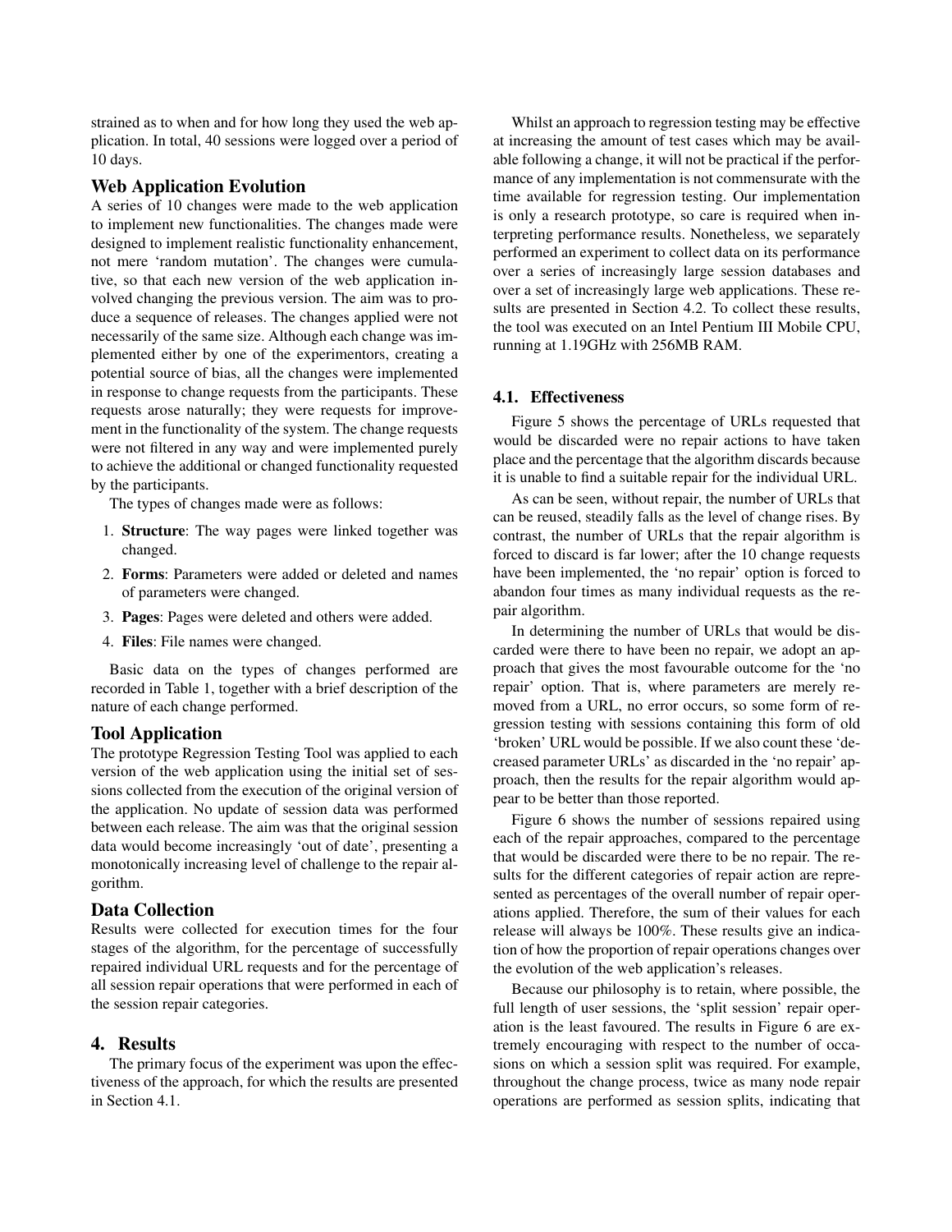strained as to when and for how long they used the web application. In total, 40 sessions were logged over a period of 10 days.

### Web Application Evolution

A series of 10 changes were made to the web application to implement new functionalities. The changes made were designed to implement realistic functionality enhancement, not mere 'random mutation'. The changes were cumulative, so that each new version of the web application involved changing the previous version. The aim was to produce a sequence of releases. The changes applied were not necessarily of the same size. Although each change was implemented either by one of the experimentors, creating a potential source of bias, all the changes were implemented in response to change requests from the participants. These requests arose naturally; they were requests for improvement in the functionality of the system. The change requests were not filtered in any way and were implemented purely to achieve the additional or changed functionality requested by the participants.

The types of changes made were as follows:

1. **Structure**: The way pages were linked together was changed.
2. **Forms**: Parameters were added or deleted and names of parameters were changed.
3. **Pages**: Pages were deleted and others were added.
4. **Files**: File names were changed.

Basic data on the types of changes performed are recorded in Table 1, together with a brief description of the nature of each change performed.

### Tool Application

The prototype Regression Testing Tool was applied to each version of the web application using the initial set of sessions collected from the execution of the original version of the application. No update of session data was performed between each release. The aim was that the original session data would become increasingly 'out of date', presenting a monotonically increasing level of challenge to the repair algorithm.

### Data Collection

Results were collected for execution times for the four stages of the algorithm, for the percentage of successfully repaired individual URL requests and for the percentage of all session repair operations that were performed in each of the session repair categories.

## 4. Results

The primary focus of the experiment was upon the effectiveness of the approach, for which the results are presented in Section 4.1.

Whilst an approach to regression testing may be effective at increasing the amount of test cases which may be available following a change, it will not be practical if the performance of any implementation is not commensurate with the time available for regression testing. Our implementation is only a research prototype, so care is required when interpreting performance results. Nonetheless, we separately performed an experiment to collect data on its performance over a series of increasingly large session databases and over a set of increasingly large web applications. These results are presented in Section 4.2. To collect these results, the tool was executed on an Intel Pentium III Mobile CPU, running at 1.19GHz with 256MB RAM.

### 4.1. Effectiveness

Figure 5 shows the percentage of URLs requested that would be discarded were no repair actions to have taken place and the percentage that the algorithm discards because it is unable to find a suitable repair for the individual URL.

As can be seen, without repair, the number of URLs that can be reused, steadily falls as the level of change rises. By contrast, the number of URLs that the repair algorithm is forced to discard is far lower; after the 10 change requests have been implemented, the 'no repair' option is forced to abandon four times as many individual requests as the repair algorithm.

In determining the number of URLs that would be discarded were there to have been no repair, we adopt an approach that gives the most favourable outcome for the 'no repair' option. That is, where parameters are merely removed from a URL, no error occurs, so some form of regression testing with sessions containing this form of old 'broken' URL would be possible. If we also count these 'decreased parameter URLs' as discarded in the 'no repair' approach, then the results for the repair algorithm would appear to be better than those reported.

Figure 6 shows the number of sessions repaired using each of the repair approaches, compared to the percentage that would be discarded were there to be no repair. The results for the different categories of repair action are represented as percentages of the overall number of repair operations applied. Therefore, the sum of their values for each release will always be 100%. These results give an indication of how the proportion of repair operations changes over the evolution of the web application's releases.

Because our philosophy is to retain, where possible, the full length of user sessions, the 'split session' repair operation is the least favoured. The results in Figure 6 are extremely encouraging with respect to the number of occasions on which a session split was required. For example, throughout the change process, twice as many node repair operations are performed as session splits, indicating that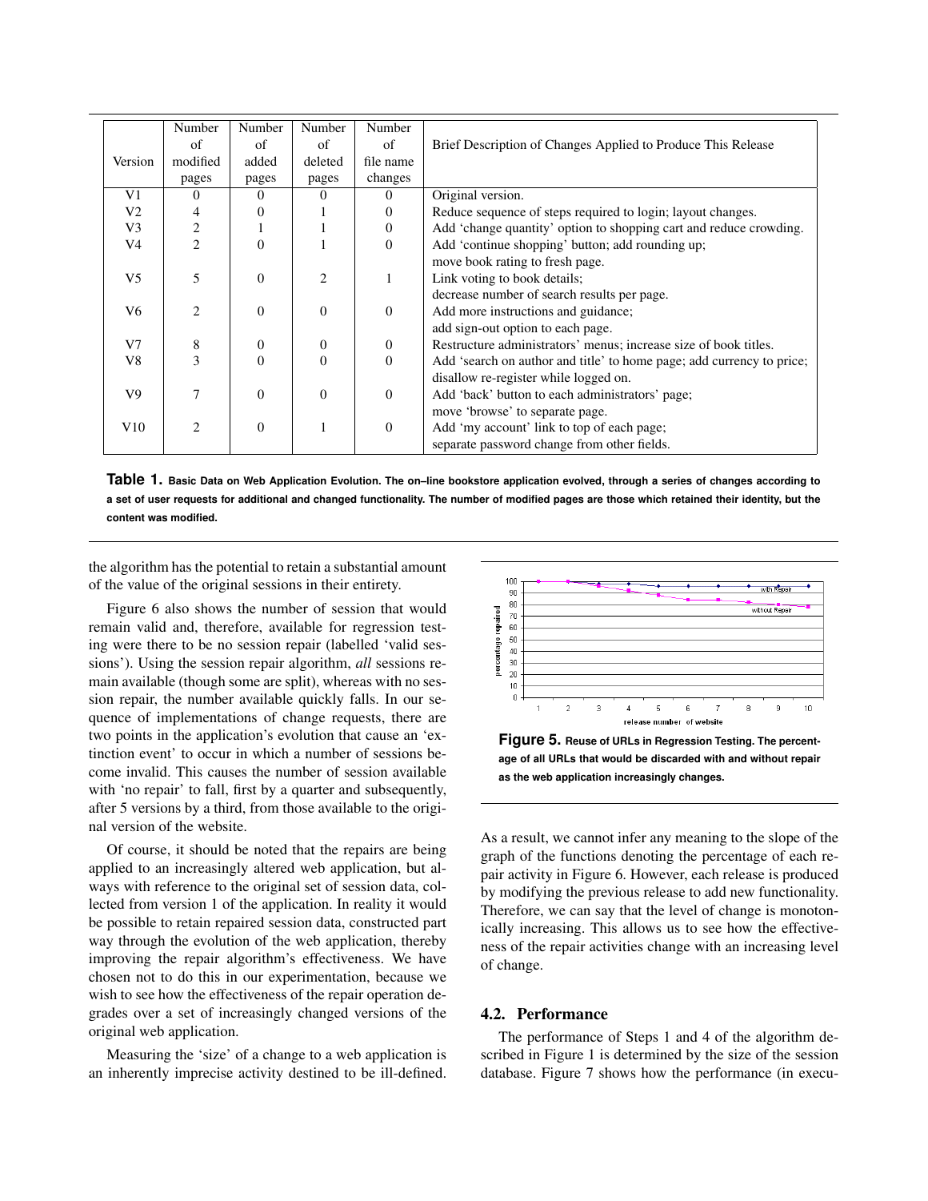| Version | Number of modified pages | Number of added pages | Number of deleted pages | Number of file name changes | Brief Description of Changes Applied to Produce This Release |
|---|---|---|---|---|---|
| V1 | 0 | 0 | 0 | 0 | Original version. |
| V2 | 4 | 0 | 1 | 0 | Reduce sequence of steps required to login; layout changes. |
| V3 | 2 | 1 | 1 | 0 | Add 'change quantity' option to shopping cart and reduce crowding. |
| V4 | 2 | 0 | 1 | 0 | Add 'continue shopping' button; add rounding up; move book rating to fresh page. |
| V5 | 5 | 0 | 2 | 1 | Link voting to book details; decrease number of search results per page. |
| V6 | 2 | 0 | 0 | 0 | Add more instructions and guidance; add sign-out option to each page. |
| V7 | 8 | 0 | 0 | 0 | Restructure administrators' menus; increase size of book titles. |
| V8 | 3 | 0 | 0 | 0 | Add 'search on author and title' to home page; add currency to price; disallow re-register while logged on. |
| V9 | 7 | 0 | 0 | 0 | Add 'back' button to each administrators' page; move 'browse' to separate page. |
| V10 | 2 | 0 | 1 | 0 | Add 'my account' link to top of each page; separate password change from other fields. |

**Table 1.** **Basic Data on Web Application Evolution. The on–line bookstore application evolved, through a series of changes according to a set of user requests for additional and changed functionality. The number of modified pages are those which retained their identity, but the content was modified.**

the algorithm has the potential to retain a substantial amount of the value of the original sessions in their entirety.

Figure 6 also shows the number of session that would remain valid and, therefore, available for regression testing were there to be no session repair (labelled 'valid sessions'). Using the session repair algorithm, *all* sessions remain available (though some are split), whereas with no session repair, the number available quickly falls. In our sequence of implementations of change requests, there are two points in the application's evolution that cause an 'extinction event' to occur in which a number of sessions become invalid. This causes the number of session available with 'no repair' to fall, first by a quarter and subsequently, after 5 versions by a third, from those available to the original version of the website.

Of course, it should be noted that the repairs are being applied to an increasingly altered web application, but always with reference to the original set of session data, collected from version 1 of the application. In reality it would be possible to retain repaired session data, constructed part way through the evolution of the web application, thereby improving the repair algorithm's effectiveness. We have chosen not to do this in our experimentation, because we wish to see how the effectiveness of the repair operation degrades over a set of increasingly changed versions of the original web application.

Measuring the 'size' of a change to a web application is an inherently imprecise activity destined to be ill-defined. As a result, we cannot infer any meaning to the slope of the graph of the functions denoting the percentage of each repair activity in Figure 6. However, each release is produced by modifying the previous release to add new functionality. Therefore, we can say that the level of change is monotonically increasing. This allows us to see how the effectiveness of the repair activities change with an increasing level of change.

**Figure 5.** **Reuse of URLs in Regression Testing. The percentage of all URLs that would be discarded with and without repair as the web application increasingly changes.**

## 4.2. Performance

The performance of Steps 1 and 4 of the algorithm described in Figure 1 is determined by the size of the session database. Figure 7 shows how the performance (in execu-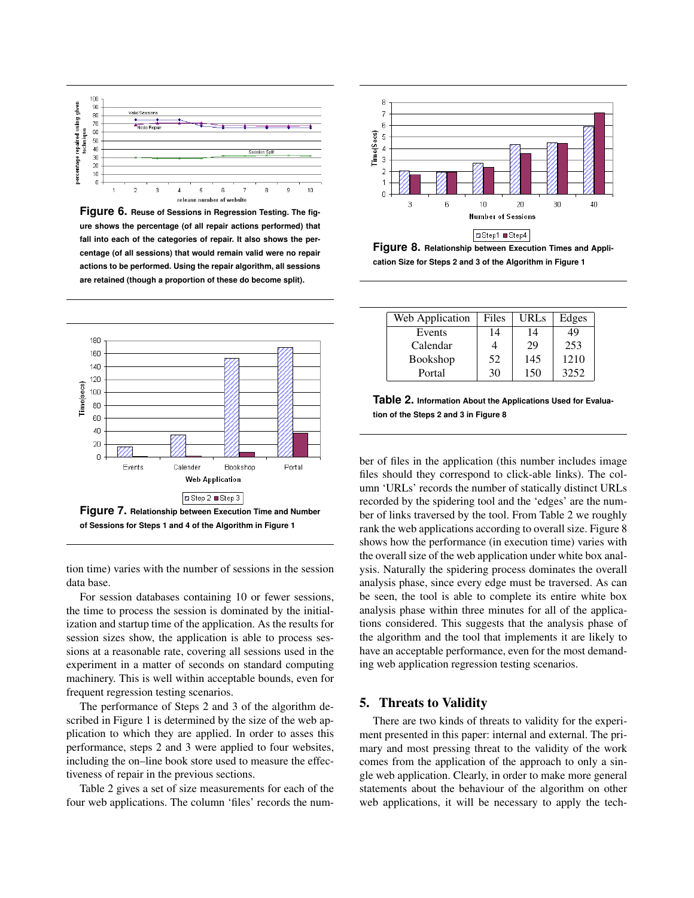Figure 6. Reuse of Sessions in Regression Testing. The figure shows the percentage (of all repair actions performed) that fall into each of the categories of repair. It also shows the percentage (of all sessions) that would remain valid were no repair actions to be performed. Using the repair algorithm, all sessions are retained (though a proportion of these do become split).

Figure 7. Relationship between Execution Time and Number of Sessions for Steps 1 and 4 of the Algorithm in Figure 1

tion time) varies with the number of sessions in the session data base.

For session databases containing 10 or fewer sessions, the time to process the session is dominated by the initialization and startup time of the application. As the results for session sizes show, the application is able to process sessions at a reasonable rate, covering all sessions used in the experiment in a matter of seconds on standard computing machinery. This is well within acceptable bounds, even for frequent regression testing scenarios.

The performance of Steps 2 and 3 of the algorithm described in Figure 1 is determined by the size of the web application to which they are applied. In order to asses this performance, steps 2 and 3 were applied to four websites, including the on–line book store used to measure the effectiveness of repair in the previous sections.

Table 2 gives a set of size measurements for each of the four web applications. The column 'files' records the number of files in the application (this number includes image files should they correspond to click-able links). The column 'URLs' records the number of statically distinct URLs recorded by the spidering tool and the 'edges' are the number of links traversed by the tool. From Table 2 we roughly rank the web applications according to overall size. Figure 8 shows how the performance (in execution time) varies with the overall size of the web application under white box analysis. Naturally the spidering process dominates the overall analysis phase, since every edge must be traversed. As can be seen, the tool is able to complete its entire white box analysis phase within three minutes for all of the applications considered. This suggests that the analysis phase of the algorithm and the tool that implements it are likely to have an acceptable performance, even for the most demanding web application regression testing scenarios.

Figure 8. Relationship between Execution Times and Application Size for Steps 2 and 3 of the Algorithm in Figure 1

| Web Application | Files | URLs | Edges |
|---|---|---|---|
| Events | 14 | 14 | 49 |
| Calendar | 4 | 29 | 253 |
| Bookshop | 52 | 145 | 1210 |
| Portal | 30 | 150 | 3252 |

Table 2. Information About the Applications Used for Evaluation of the Steps 2 and 3 in Figure 8

## 5. Threats to Validity

There are two kinds of threats to validity for the experiment presented in this paper: internal and external. The primary and most pressing threat to the validity of the work comes from the application of the approach to only a single web application. Clearly, in order to make more general statements about the behaviour of the algorithm on other web applications, it will be necessary to apply the tech-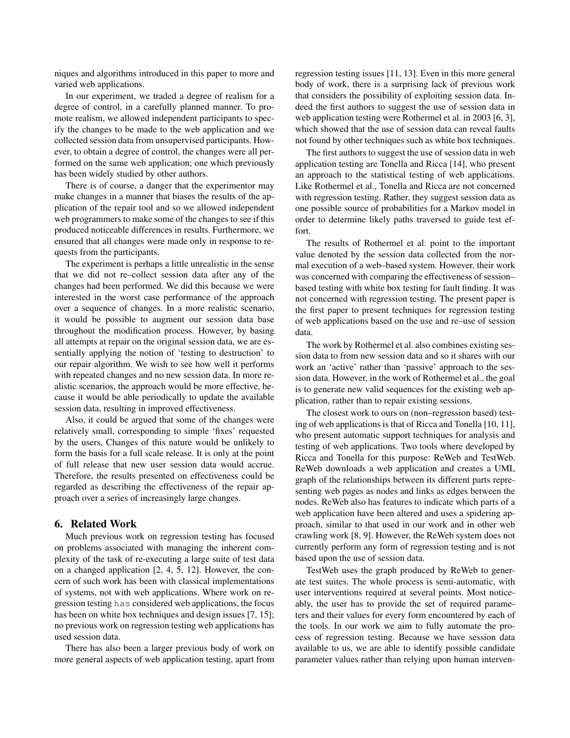niques and algorithms introduced in this paper to more and varied web applications.

In our experiment, we traded a degree of realism for a degree of control, in a carefully planned manner. To promote realism, we allowed independent participants to specify the changes to be made to the web application and we collected session data from unsupervised participants. However, to obtain a degree of control, the changes were all performed on the same web application; one which previously has been widely studied by other authors.

There is of course, a danger that the experimentor may make changes in a manner that biases the results of the application of the repair tool and so we allowed independent web programmers to make some of the changes to see if this produced noticeable differences in results. Furthermore, we ensured that all changes were made only in response to requests from the participants.

The experiment is perhaps a little unrealistic in the sense that we did not re–collect session data after any of the changes had been performed. We did this because we were interested in the worst case performance of the approach over a sequence of changes. In a more realistic scenario, it would be possible to augment our session data base throughout the modification process. However, by basing all attempts at repair on the original session data, we are essentially applying the notion of 'testing to destruction' to our repair algorithm. We wish to see how well it performs with repeated changes and no new session data. In more realistic scenarios, the approach would be more effective, because it would be able periodically to update the available session data, resulting in improved effectiveness.

Also, it could be argued that some of the changes were relatively small, corresponding to simple 'fixes' requested by the users. Changes of this nature would be unlikely to form the basis for a full scale release. It is only at the point of full release that new user session data would accrue. Therefore, the results presented on effectiveness could be regarded as describing the effectiveness of the repair approach over a series of increasingly large changes.

## 6. Related Work

Much previous work on regression testing has focused on problems associated with managing the inherent complexity of the task of re-executing a large suite of test data on a changed application [2, 4, 5, 12]. However, the concern of such work has been with classical implementations of systems, not with web applications. Where work on regression testing `has` considered web applications, the focus has been on white box techniques and design issues [7, 15]; no previous work on regression testing web applications has used session data.

There has also been a larger previous body of work on more general aspects of web application testing, apart from regression testing issues [11, 13]. Even in this more general body of work, there is a surprising lack of previous work that considers the possibility of exploiting session data. Indeed the first authors to suggest the use of session data in web application testing were Rothermel et al. in 2003 [6, 3], which showed that the use of session data can reveal faults not found by other techniques such as white box techniques.

The first authors to suggest the use of session data in web application testing are Tonella and Ricca [14], who present an approach to the statistical testing of web applications. Like Rothermel et al., Tonella and Ricca are not concerned with regression testing. Rather, they suggest session data as one possible source of probabilities for a Markov model in order to determine likely paths traversed to guide test effort.

The results of Rothermel et al. point to the important value denoted by the session data collected from the normal execution of a web–based system. However, their work was concerned with comparing the effectiveness of session–based testing with white box testing for fault finding. It was not concerned with regression testing. The present paper is the first paper to present techniques for regression testing of web applications based on the use and re–use of session data.

The work by Rothermel et al. also combines existing session data to from new session data and so it shares with our work an 'active' rather than 'passive' approach to the session data. However, in the work of Rothermel et al., the goal is to generate new valid sequences for the existing web application, rather than to repair existing sessions.

The closest work to ours on (non–regression based) testing of web applications is that of Ricca and Tonella [10, 11], who present automatic support techniques for analysis and testing of web applications. Two tools where developed by Ricca and Tonella for this purpose: ReWeb and TestWeb. ReWeb downloads a web application and creates a UML graph of the relationships between its different parts representing web pages as nodes and links as edges between the nodes. ReWeb also has features to indicate which parts of a web application have been altered and uses a spidering approach, similar to that used in our work and in other web crawling work [8, 9]. However, the ReWeb system does not currently perform any form of regression testing and is not based upon the use of session data.

TestWeb uses the graph produced by ReWeb to generate test suites. The whole process is semi-automatic, with user interventions required at several points. Most noticeably, the user has to provide the set of required parameters and their values for every form encountered by each of the tools. In our work we aim to fully automate the process of regression testing. Because we have session data available to us, we are able to identify possible candidate parameter values rather than relying upon human interven-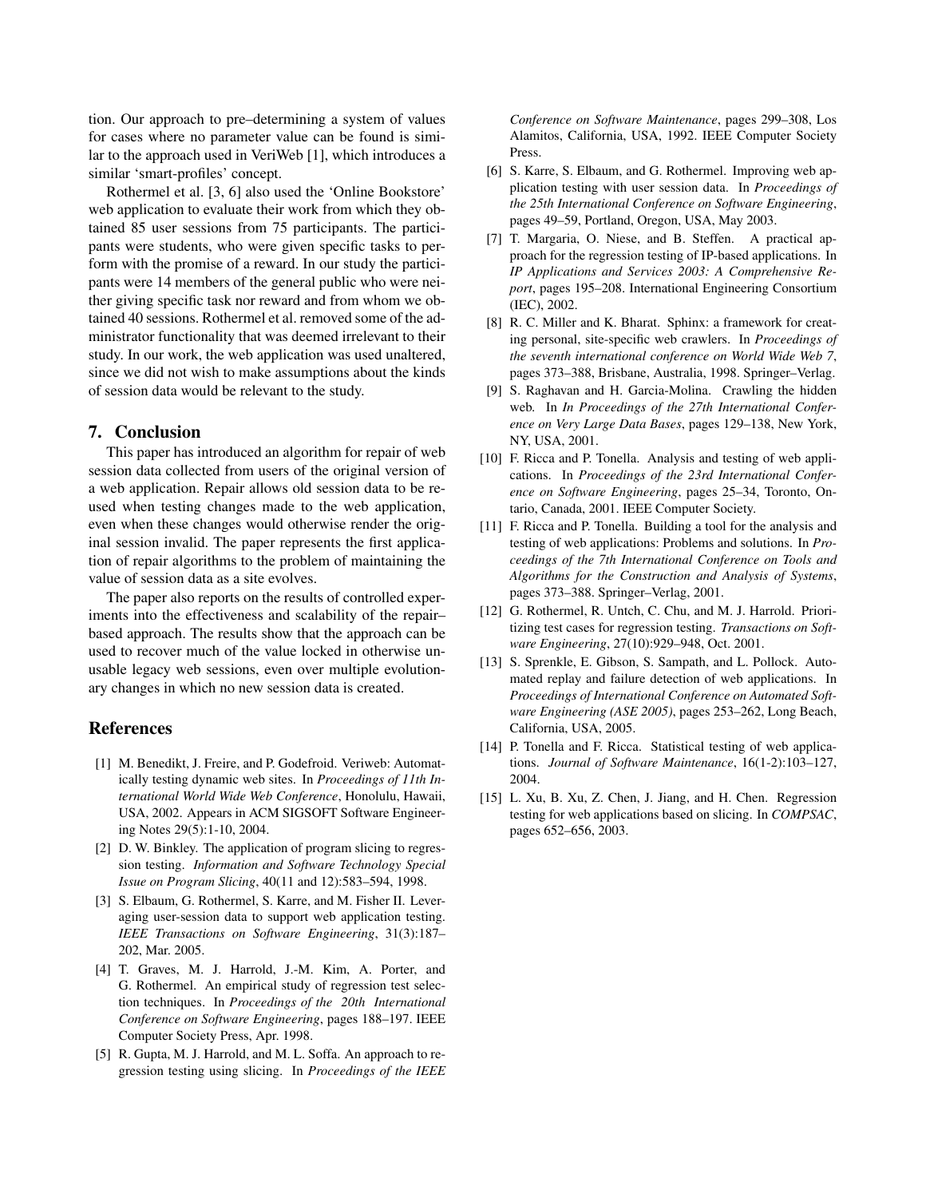tion. Our approach to pre–determining a system of values for cases where no parameter value can be found is similar to the approach used in VeriWeb [1], which introduces a similar 'smart-profiles' concept.

Rothermel et al. [3, 6] also used the 'Online Bookstore' web application to evaluate their work from which they obtained 85 user sessions from 75 participants. The participants were students, who were given specific tasks to perform with the promise of a reward. In our study the participants were 14 members of the general public who were neither giving specific task nor reward and from whom we obtained 40 sessions. Rothermel et al. removed some of the administrator functionality that was deemed irrelevant to their study. In our work, the web application was used unaltered, since we did not wish to make assumptions about the kinds of session data would be relevant to the study.

## 7. Conclusion

This paper has introduced an algorithm for repair of web session data collected from users of the original version of a web application. Repair allows old session data to be reused when testing changes made to the web application, even when these changes would otherwise render the original session invalid. The paper represents the first application of repair algorithms to the problem of maintaining the value of session data as a site evolves.

The paper also reports on the results of controlled experiments into the effectiveness and scalability of the repair–based approach. The results show that the approach can be used to recover much of the value locked in otherwise unusable legacy web sessions, even over multiple evolutionary changes in which no new session data is created.

## References

[1] M. Benedikt, J. Freire, and P. Godefroid. Veriweb: Automatically testing dynamic web sites. In *Proceedings of 11th International World Wide Web Conference*, Honolulu, Hawaii, USA, 2002. Appears in ACM SIGSOFT Software Engineering Notes 29(5):1-10, 2004.

[2] D. W. Binkley. The application of program slicing to regression testing. *Information and Software Technology Special Issue on Program Slicing*, 40(11 and 12):583–594, 1998.

[3] S. Elbaum, G. Rothermel, S. Karre, and M. Fisher II. Leveraging user-session data to support web application testing. *IEEE Transactions on Software Engineering*, 31(3):187–202, Mar. 2005.

[4] T. Graves, M. J. Harrold, J.-M. Kim, A. Porter, and G. Rothermel. An empirical study of regression test selection techniques. In *Proceedings of the 20th International Conference on Software Engineering*, pages 188–197. IEEE Computer Society Press, Apr. 1998.

[5] R. Gupta, M. J. Harrold, and M. L. Soffa. An approach to regression testing using slicing. In *Proceedings of the IEEE Conference on Software Maintenance*, pages 299–308, Los Alamitos, California, USA, 1992. IEEE Computer Society Press.

[6] S. Karre, S. Elbaum, and G. Rothermel. Improving web application testing with user session data. In *Proceedings of the 25th International Conference on Software Engineering*, pages 49–59, Portland, Oregon, USA, May 2003.

[7] T. Margaria, O. Niese, and B. Steffen. A practical approach for the regression testing of IP-based applications. In *IP Applications and Services 2003: A Comprehensive Report*, pages 195–208. International Engineering Consortium (IEC), 2002.

[8] R. C. Miller and K. Bharat. Sphinx: a framework for creating personal, site-specific web crawlers. In *Proceedings of the seventh international conference on World Wide Web 7*, pages 373–388, Brisbane, Australia, 1998. Springer–Verlag.

[9] S. Raghavan and H. Garcia-Molina. Crawling the hidden web. In *In Proceedings of the 27th International Conference on Very Large Data Bases*, pages 129–138, New York, NY, USA, 2001.

[10] F. Ricca and P. Tonella. Analysis and testing of web applications. In *Proceedings of the 23rd International Conference on Software Engineering*, pages 25–34, Toronto, Ontario, Canada, 2001. IEEE Computer Society.

[11] F. Ricca and P. Tonella. Building a tool for the analysis and testing of web applications: Problems and solutions. In *Proceedings of the 7th International Conference on Tools and Algorithms for the Construction and Analysis of Systems*, pages 373–388. Springer–Verlag, 2001.

[12] G. Rothermel, R. Untch, C. Chu, and M. J. Harrold. Prioritizing test cases for regression testing. *Transactions on Software Engineering*, 27(10):929–948, Oct. 2001.

[13] S. Sprenkle, E. Gibson, S. Sampath, and L. Pollock. Automated replay and failure detection of web applications. In *Proceedings of International Conference on Automated Software Engineering (ASE 2005)*, pages 253–262, Long Beach, California, USA, 2005.

[14] P. Tonella and F. Ricca. Statistical testing of web applications. *Journal of Software Maintenance*, 16(1-2):103–127, 2004.

[15] L. Xu, B. Xu, Z. Chen, J. Jiang, and H. Chen. Regression testing for web applications based on slicing. In *COMPSAC*, pages 652–656, 2003.